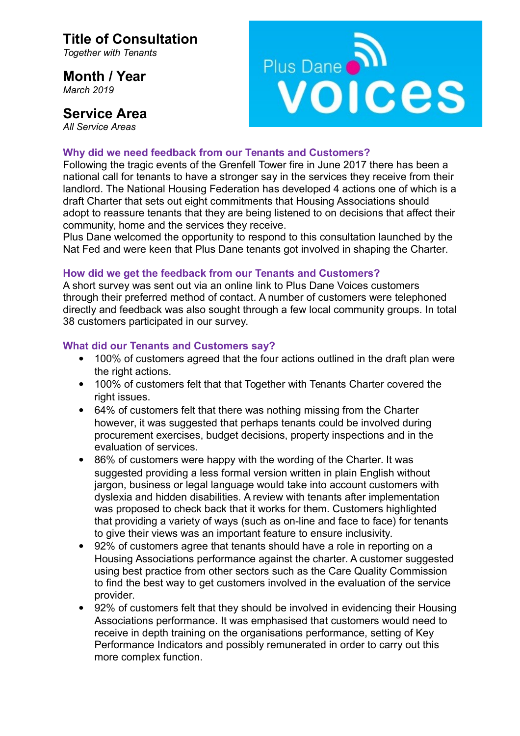## Title of Consultation

*Together with Tenants*

## Month / Year

*March 2019*

## Service Area

*All Service Areas*

Plus Dane voices

### Why did we need feedback from our Tenants and Customers?

Following the tragic events of the Grenfell Tower fire in June 2017 there has been a national call for tenants to have a stronger say in the services they receive from their landlord. The National Housing Federation has developed 4 actions one of which is a draft Charter that sets out eight commitments that Housing Associations should adopt to reassure tenants that they are being listened to on decisions that affect their community, home and the services they receive.

Plus Dane welcomed the opportunity to respond to this consultation launched by the Nat Fed and were keen that Plus Dane tenants got involved in shaping the Charter.

### How did we get the feedback from our Tenants and Customers?

A short survey was sent out via an online link to Plus Dane Voices customers through their preferred method of contact. A number of customers were telephoned directly and feedback was also sought through a few local community groups. In total 38 customers participated in our survey.

### What did our Tenants and Customers say?

- 100% of customers agreed that the four actions outlined in the draft plan were the right actions.
- 100% of customers felt that that Together with Tenants Charter covered the right issues.
- 64% of customers felt that there was nothing missing from the Charter however, it was suggested that perhaps tenants could be involved during procurement exercises, budget decisions, property inspections and in the evaluation of services.
- 86% of customers were happy with the wording of the Charter. It was suggested providing a less formal version written in plain English without jargon, business or legal language would take into account customers with dyslexia and hidden disabilities. A review with tenants after implementation was proposed to check back that it works for them. Customers highlighted that providing a variety of ways (such as on-line and face to face) for tenants to give their views was an important feature to ensure inclusivity.
- 92% of customers agree that tenants should have a role in reporting on a Housing Associations performance against the charter. A customer suggested using best practice from other sectors such as the Care Quality Commission to find the best way to get customers involved in the evaluation of the service provider.
- 92% of customers felt that they should be involved in evidencing their Housing Associations performance. It was emphasised that customers would need to receive in depth training on the organisations performance, setting of Key Performance Indicators and possibly remunerated in order to carry out this more complex function.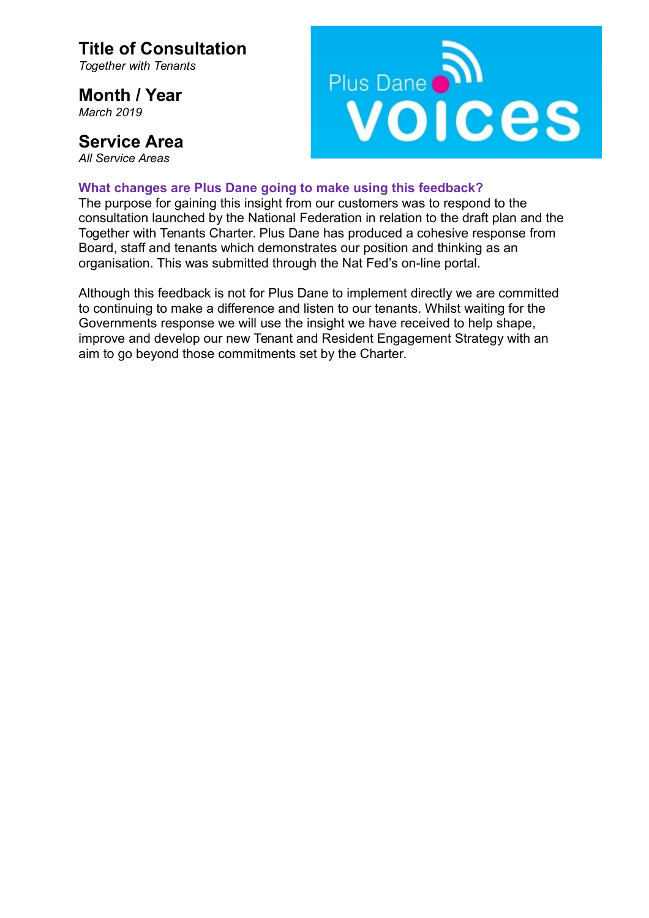## Title of Consultation

*Together with Tenants*

## Month / Year

*March 2019*

## Service Area

*All Service Areas*

Plus Dane voices

### What changes are Plus Dane going to make using this feedback?

The purpose for gaining this insight from our customers was to respond to the consultation launched by the National Federation in relation to the draft plan and the Together with Tenants Charter. Plus Dane has produced a cohesive response from Board, staff and tenants which demonstrates our position and thinking as an organisation. This was submitted through the Nat Fed's on-line portal.

Although this feedback is not for Plus Dane to implement directly we are committed to continuing to make a difference and listen to our tenants. Whilst waiting for the Governments response we will use the insight we have received to help shape, improve and develop our new Tenant and Resident Engagement Strategy with an aim to go beyond those commitments set by the Charter.